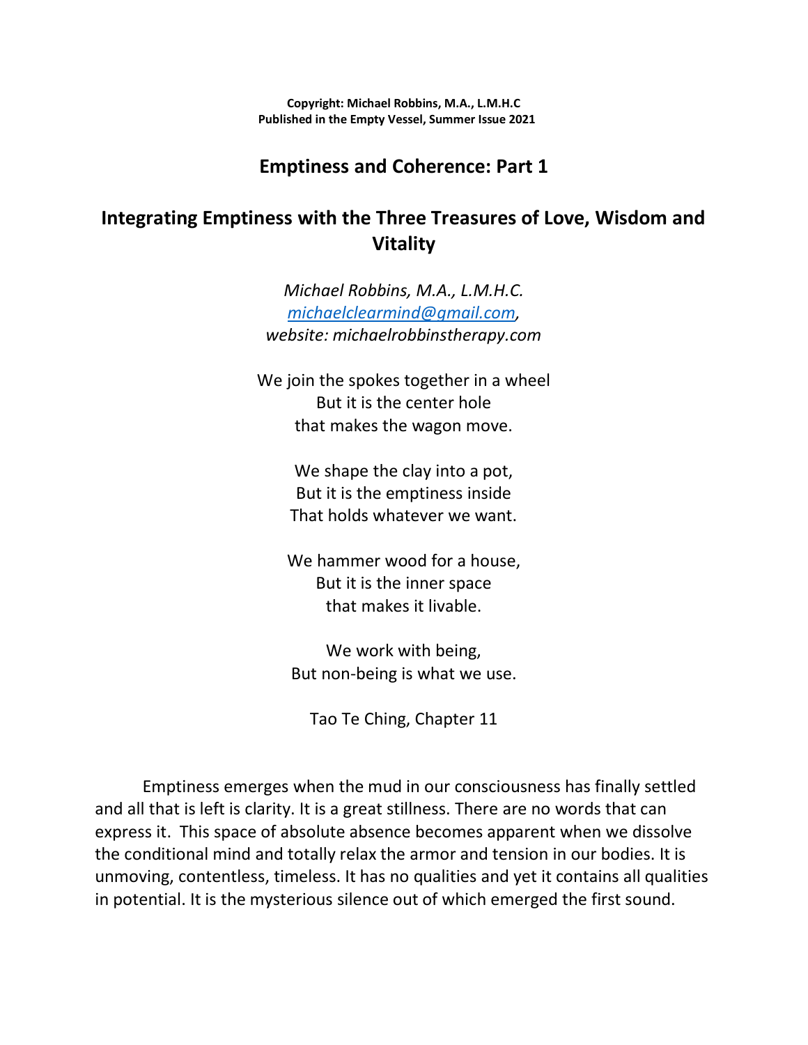**Copyright: Michael Robbins, M.A., L.M.H.C**
**Published in the Empty Vessel, Summer Issue 2021**

# Emptiness and Coherence: Part 1

## Integrating Emptiness with the Three Treasures of Love, Wisdom and Vitality

*Michael Robbins, M.A., L.M.H.C.*
*[michaelclearmind@gmail.com](mailto:michaelclearmind@gmail.com),*
*website: michaelrobbinstherapy.com*

We join the spokes together in a wheel
But it is the center hole
that makes the wagon move.

We shape the clay into a pot,
But it is the emptiness inside
That holds whatever we want.

We hammer wood for a house,
But it is the inner space
that makes it livable.

We work with being,
But non-being is what we use.

Tao Te Ching, Chapter 11

Emptiness emerges when the mud in our consciousness has finally settled and all that is left is clarity. It is a great stillness. There are no words that can express it. This space of absolute absence becomes apparent when we dissolve the conditional mind and totally relax the armor and tension in our bodies. It is unmoving, contentless, timeless. It has no qualities and yet it contains all qualities in potential. It is the mysterious silence out of which emerged the first sound.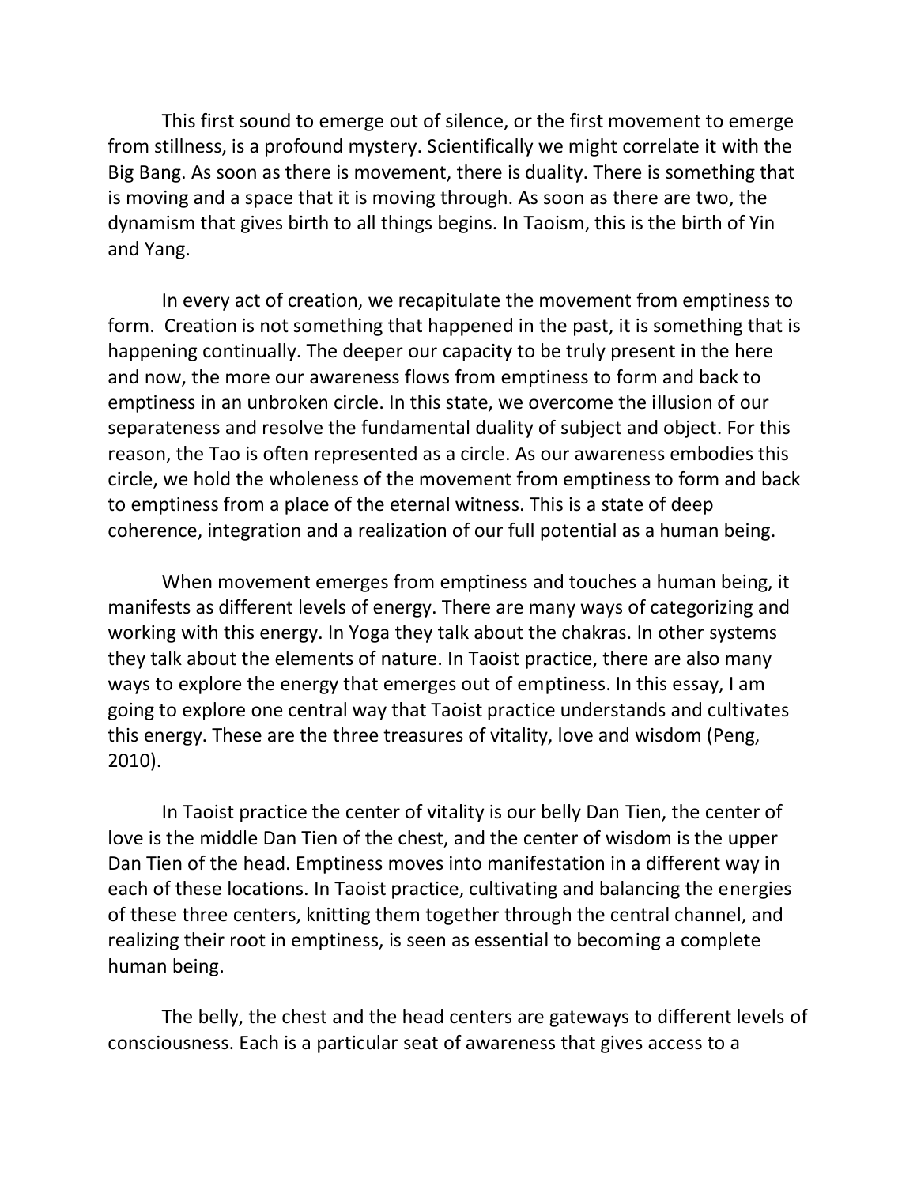This first sound to emerge out of silence, or the first movement to emerge from stillness, is a profound mystery. Scientifically we might correlate it with the Big Bang. As soon as there is movement, there is duality. There is something that is moving and a space that it is moving through. As soon as there are two, the dynamism that gives birth to all things begins. In Taoism, this is the birth of Yin and Yang.

In every act of creation, we recapitulate the movement from emptiness to form. Creation is not something that happened in the past, it is something that is happening continually. The deeper our capacity to be truly present in the here and now, the more our awareness flows from emptiness to form and back to emptiness in an unbroken circle. In this state, we overcome the illusion of our separateness and resolve the fundamental duality of subject and object. For this reason, the Tao is often represented as a circle. As our awareness embodies this circle, we hold the wholeness of the movement from emptiness to form and back to emptiness from a place of the eternal witness. This is a state of deep coherence, integration and a realization of our full potential as a human being.

When movement emerges from emptiness and touches a human being, it manifests as different levels of energy. There are many ways of categorizing and working with this energy. In Yoga they talk about the chakras. In other systems they talk about the elements of nature. In Taoist practice, there are also many ways to explore the energy that emerges out of emptiness. In this essay, I am going to explore one central way that Taoist practice understands and cultivates this energy. These are the three treasures of vitality, love and wisdom (Peng, 2010).

In Taoist practice the center of vitality is our belly Dan Tien, the center of love is the middle Dan Tien of the chest, and the center of wisdom is the upper Dan Tien of the head. Emptiness moves into manifestation in a different way in each of these locations. In Taoist practice, cultivating and balancing the energies of these three centers, knitting them together through the central channel, and realizing their root in emptiness, is seen as essential to becoming a complete human being.

The belly, the chest and the head centers are gateways to different levels of consciousness. Each is a particular seat of awareness that gives access to a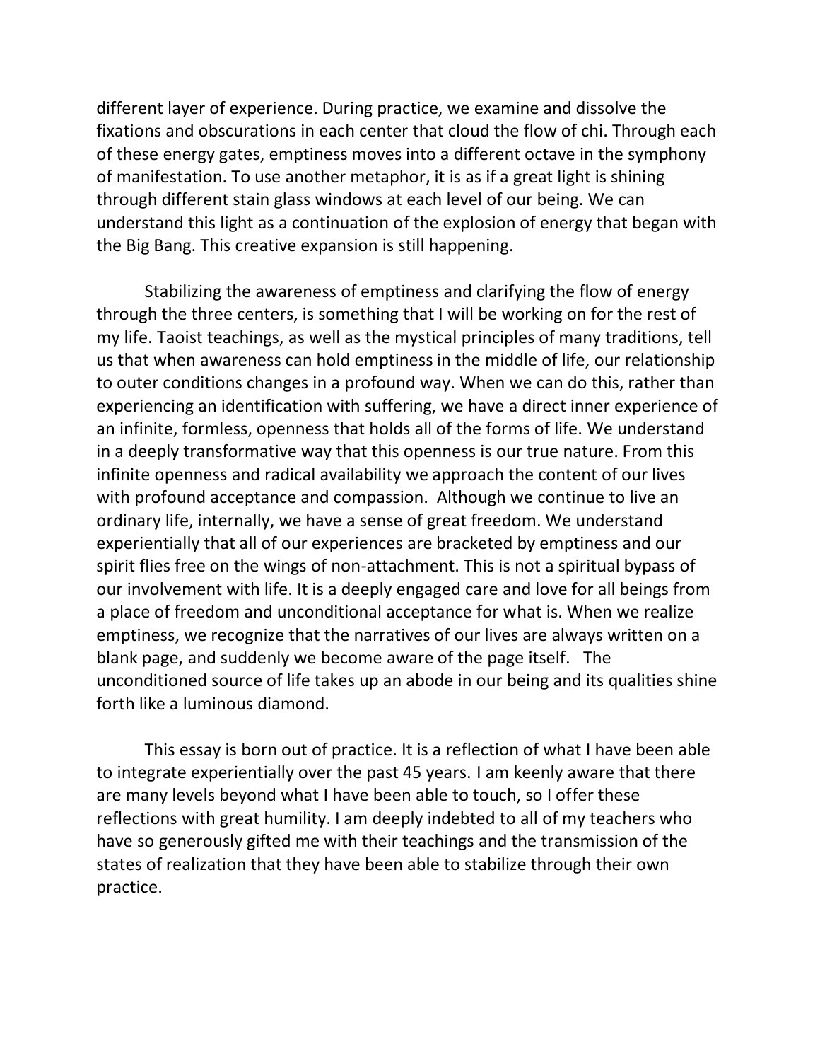different layer of experience. During practice, we examine and dissolve the fixations and obscurations in each center that cloud the flow of chi. Through each of these energy gates, emptiness moves into a different octave in the symphony of manifestation. To use another metaphor, it is as if a great light is shining through different stain glass windows at each level of our being. We can understand this light as a continuation of the explosion of energy that began with the Big Bang. This creative expansion is still happening.

Stabilizing the awareness of emptiness and clarifying the flow of energy through the three centers, is something that I will be working on for the rest of my life. Taoist teachings, as well as the mystical principles of many traditions, tell us that when awareness can hold emptiness in the middle of life, our relationship to outer conditions changes in a profound way. When we can do this, rather than experiencing an identification with suffering, we have a direct inner experience of an infinite, formless, openness that holds all of the forms of life. We understand in a deeply transformative way that this openness is our true nature. From this infinite openness and radical availability we approach the content of our lives with profound acceptance and compassion. Although we continue to live an ordinary life, internally, we have a sense of great freedom. We understand experientially that all of our experiences are bracketed by emptiness and our spirit flies free on the wings of non-attachment. This is not a spiritual bypass of our involvement with life. It is a deeply engaged care and love for all beings from a place of freedom and unconditional acceptance for what is. When we realize emptiness, we recognize that the narratives of our lives are always written on a blank page, and suddenly we become aware of the page itself. The unconditioned source of life takes up an abode in our being and its qualities shine forth like a luminous diamond.

This essay is born out of practice. It is a reflection of what I have been able to integrate experientially over the past 45 years. I am keenly aware that there are many levels beyond what I have been able to touch, so I offer these reflections with great humility. I am deeply indebted to all of my teachers who have so generously gifted me with their teachings and the transmission of the states of realization that they have been able to stabilize through their own practice.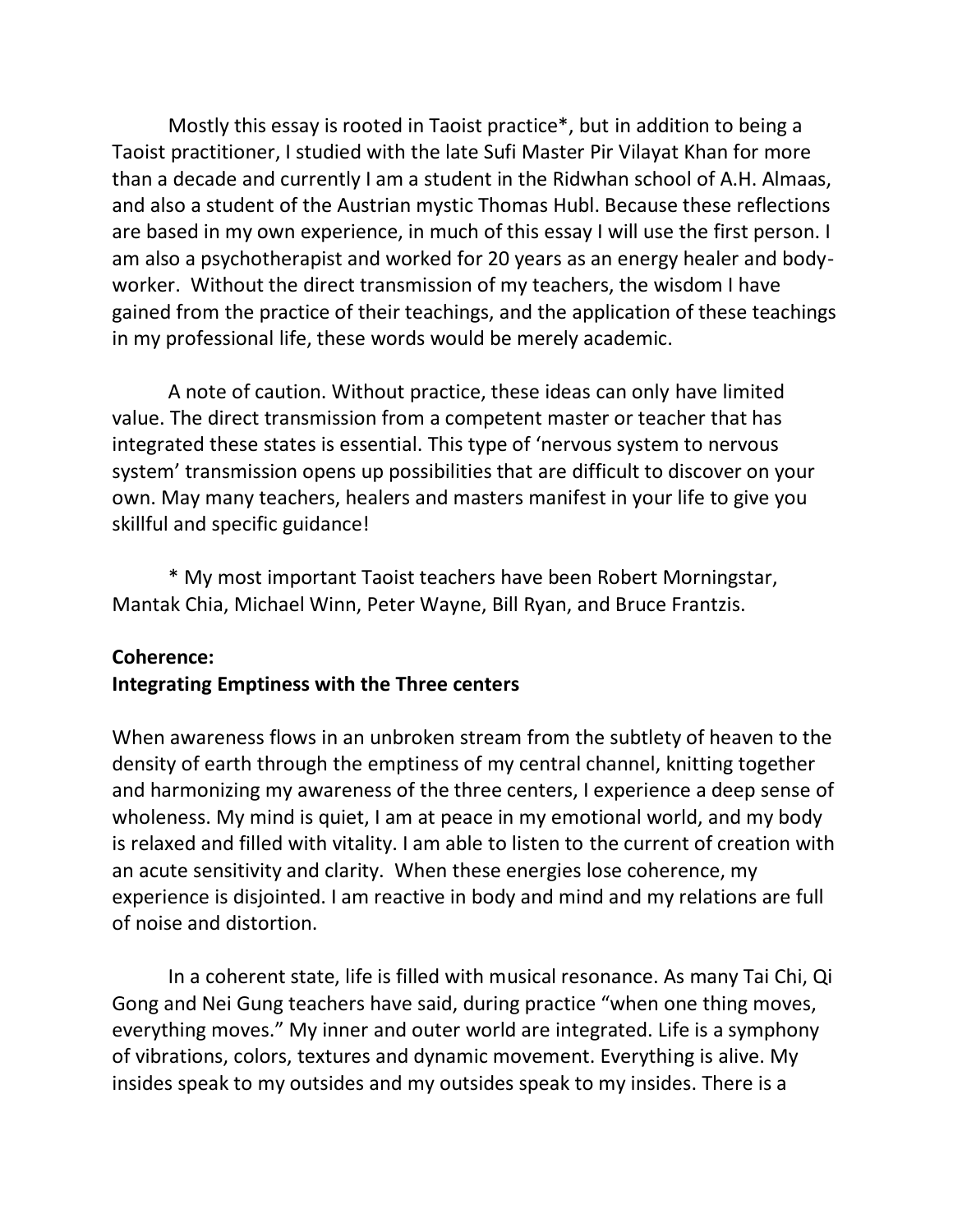Mostly this essay is rooted in Taoist practice*, but in addition to being a Taoist practitioner, I studied with the late Sufi Master Pir Vilayat Khan for more than a decade and currently I am a student in the Ridwhan school of A.H. Almaas, and also a student of the Austrian mystic Thomas Hubl. Because these reflections are based in my own experience, in much of this essay I will use the first person. I am also a psychotherapist and worked for 20 years as an energy healer and body-worker. Without the direct transmission of my teachers, the wisdom I have gained from the practice of their teachings, and the application of these teachings in my professional life, these words would be merely academic.

A note of caution. Without practice, these ideas can only have limited value. The direct transmission from a competent master or teacher that has integrated these states is essential. This type of 'nervous system to nervous system' transmission opens up possibilities that are difficult to discover on your own. May many teachers, healers and masters manifest in your life to give you skillful and specific guidance!

\* My most important Taoist teachers have been Robert Morningstar, Mantak Chia, Michael Winn, Peter Wayne, Bill Ryan, and Bruce Frantzis.

**Coherence:**
**Integrating Emptiness with the Three centers**

When awareness flows in an unbroken stream from the subtlety of heaven to the density of earth through the emptiness of my central channel, knitting together and harmonizing my awareness of the three centers, I experience a deep sense of wholeness. My mind is quiet, I am at peace in my emotional world, and my body is relaxed and filled with vitality. I am able to listen to the current of creation with an acute sensitivity and clarity. When these energies lose coherence, my experience is disjointed. I am reactive in body and mind and my relations are full of noise and distortion.

In a coherent state, life is filled with musical resonance. As many Tai Chi, Qi Gong and Nei Gung teachers have said, during practice "when one thing moves, everything moves." My inner and outer world are integrated. Life is a symphony of vibrations, colors, textures and dynamic movement. Everything is alive. My insides speak to my outsides and my outsides speak to my insides. There is a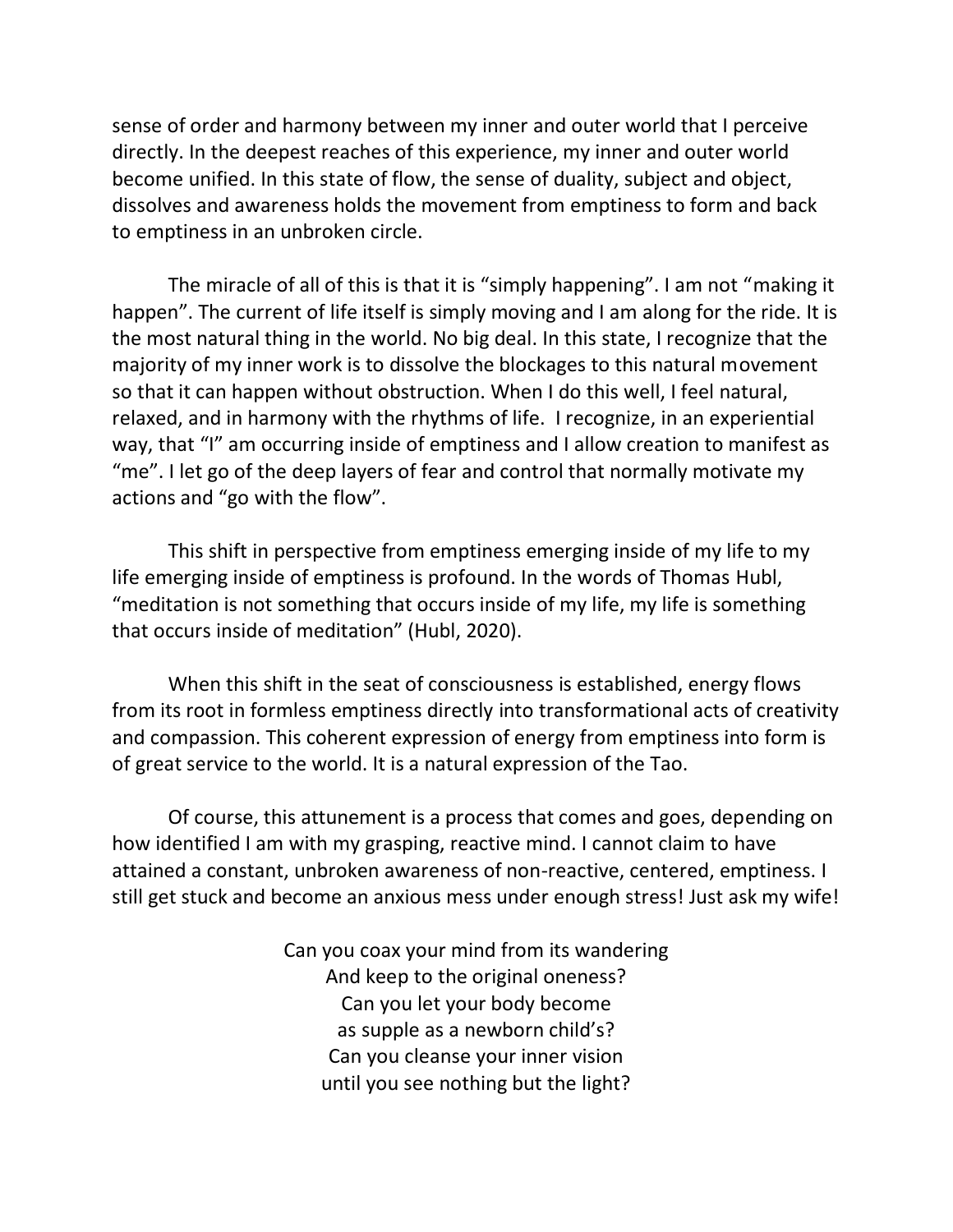sense of order and harmony between my inner and outer world that I perceive directly. In the deepest reaches of this experience, my inner and outer world become unified. In this state of flow, the sense of duality, subject and object, dissolves and awareness holds the movement from emptiness to form and back to emptiness in an unbroken circle.

The miracle of all of this is that it is “simply happening”. I am not “making it happen”. The current of life itself is simply moving and I am along for the ride. It is the most natural thing in the world. No big deal. In this state, I recognize that the majority of my inner work is to dissolve the blockages to this natural movement so that it can happen without obstruction. When I do this well, I feel natural, relaxed, and in harmony with the rhythms of life. I recognize, in an experiential way, that “I” am occurring inside of emptiness and I allow creation to manifest as “me”. I let go of the deep layers of fear and control that normally motivate my actions and “go with the flow”.

This shift in perspective from emptiness emerging inside of my life to my life emerging inside of emptiness is profound. In the words of Thomas Hubl, “meditation is not something that occurs inside of my life, my life is something that occurs inside of meditation” (Hubl, 2020).

When this shift in the seat of consciousness is established, energy flows from its root in formless emptiness directly into transformational acts of creativity and compassion. This coherent expression of energy from emptiness into form is of great service to the world. It is a natural expression of the Tao.

Of course, this attunement is a process that comes and goes, depending on how identified I am with my grasping, reactive mind. I cannot claim to have attained a constant, unbroken awareness of non-reactive, centered, emptiness. I still get stuck and become an anxious mess under enough stress! Just ask my wife!

Can you coax your mind from its wandering  
And keep to the original oneness?  
Can you let your body become  
as supple as a newborn child’s?  
Can you cleanse your inner vision  
until you see nothing but the light?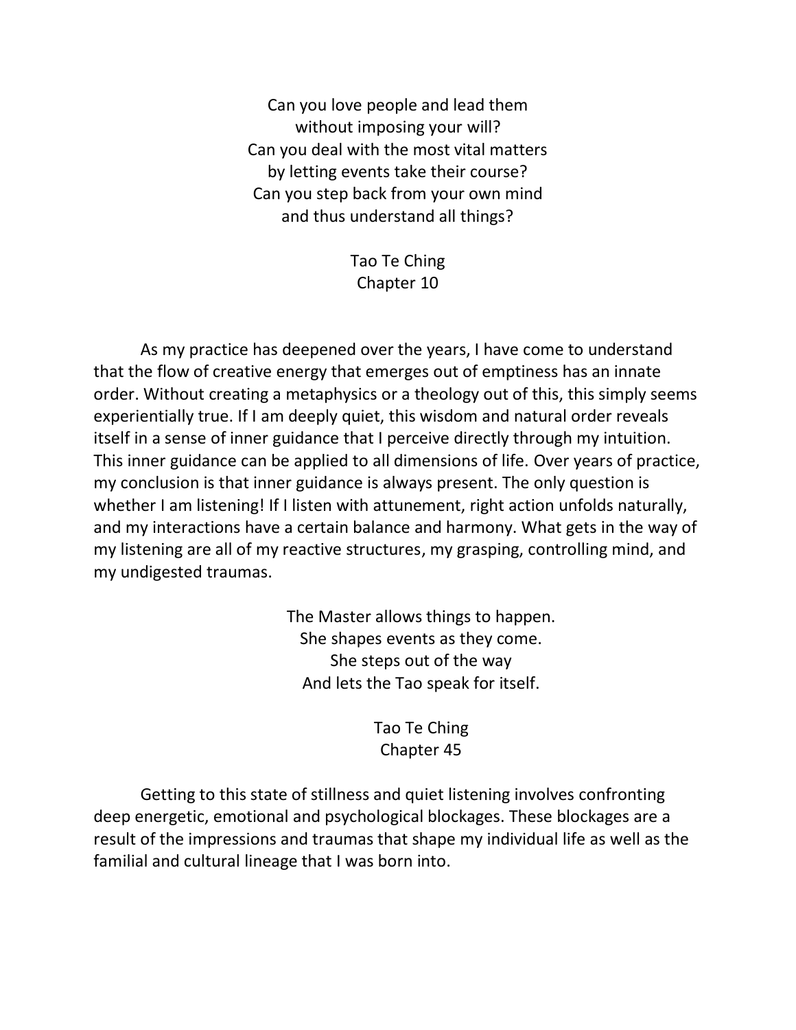Can you love people and lead them  
without imposing your will?  
Can you deal with the most vital matters  
by letting events take their course?  
Can you step back from your own mind  
and thus understand all things?

Tao Te Ching  
Chapter 10

As my practice has deepened over the years, I have come to understand that the flow of creative energy that emerges out of emptiness has an innate order. Without creating a metaphysics or a theology out of this, this simply seems experientially true. If I am deeply quiet, this wisdom and natural order reveals itself in a sense of inner guidance that I perceive directly through my intuition. This inner guidance can be applied to all dimensions of life. Over years of practice, my conclusion is that inner guidance is always present. The only question is whether I am listening! If I listen with attunement, right action unfolds naturally, and my interactions have a certain balance and harmony. What gets in the way of my listening are all of my reactive structures, my grasping, controlling mind, and my undigested traumas.

The Master allows things to happen.  
She shapes events as they come.  
She steps out of the way  
And lets the Tao speak for itself.

Tao Te Ching  
Chapter 45

Getting to this state of stillness and quiet listening involves confronting deep energetic, emotional and psychological blockages. These blockages are a result of the impressions and traumas that shape my individual life as well as the familial and cultural lineage that I was born into.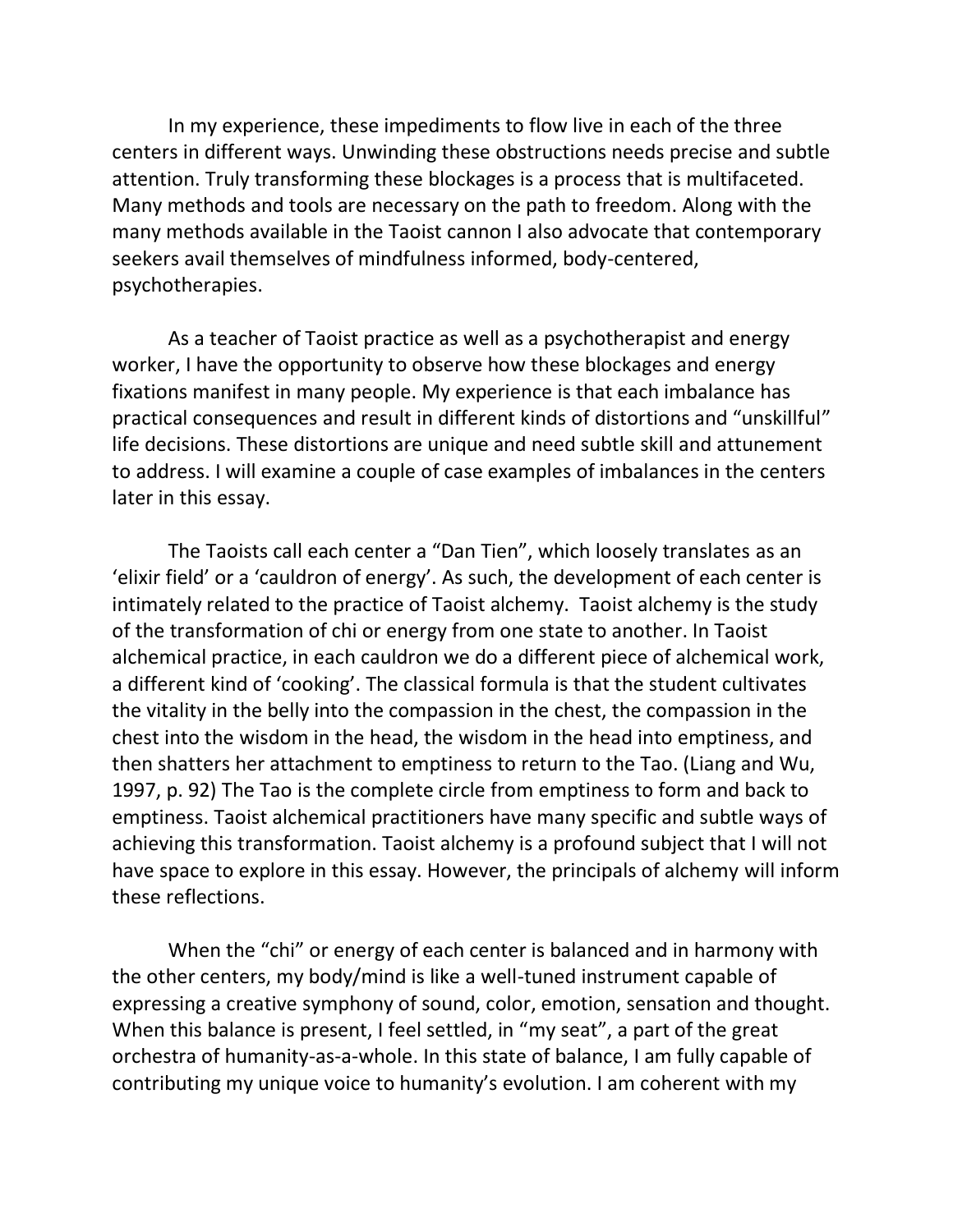In my experience, these impediments to flow live in each of the three centers in different ways. Unwinding these obstructions needs precise and subtle attention. Truly transforming these blockages is a process that is multifaceted. Many methods and tools are necessary on the path to freedom. Along with the many methods available in the Taoist cannon I also advocate that contemporary seekers avail themselves of mindfulness informed, body-centered, psychotherapies.

As a teacher of Taoist practice as well as a psychotherapist and energy worker, I have the opportunity to observe how these blockages and energy fixations manifest in many people. My experience is that each imbalance has practical consequences and result in different kinds of distortions and "unskillful" life decisions. These distortions are unique and need subtle skill and attunement to address. I will examine a couple of case examples of imbalances in the centers later in this essay.

The Taoists call each center a "Dan Tien", which loosely translates as an 'elixir field' or a 'cauldron of energy'. As such, the development of each center is intimately related to the practice of Taoist alchemy. Taoist alchemy is the study of the transformation of chi or energy from one state to another. In Taoist alchemical practice, in each cauldron we do a different piece of alchemical work, a different kind of 'cooking'. The classical formula is that the student cultivates the vitality in the belly into the compassion in the chest, the compassion in the chest into the wisdom in the head, the wisdom in the head into emptiness, and then shatters her attachment to emptiness to return to the Tao. (Liang and Wu, 1997, p. 92) The Tao is the complete circle from emptiness to form and back to emptiness. Taoist alchemical practitioners have many specific and subtle ways of achieving this transformation. Taoist alchemy is a profound subject that I will not have space to explore in this essay. However, the principals of alchemy will inform these reflections.

When the "chi" or energy of each center is balanced and in harmony with the other centers, my body/mind is like a well-tuned instrument capable of expressing a creative symphony of sound, color, emotion, sensation and thought. When this balance is present, I feel settled, in "my seat", a part of the great orchestra of humanity-as-a-whole. In this state of balance, I am fully capable of contributing my unique voice to humanity's evolution. I am coherent with my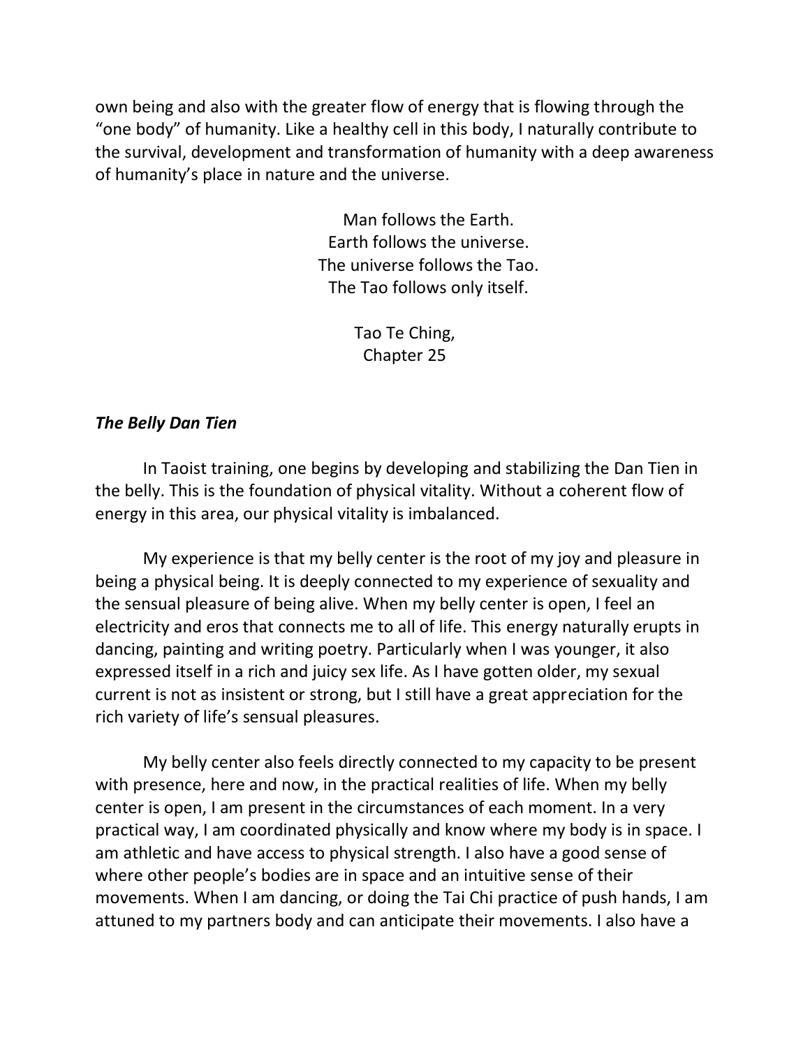own being and also with the greater flow of energy that is flowing through the "one body" of humanity. Like a healthy cell in this body, I naturally contribute to the survival, development and transformation of humanity with a deep awareness of humanity's place in nature and the universe.

> Man follows the Earth.
> Earth follows the universe.
> The universe follows the Tao.
> The Tao follows only itself.
>
> Tao Te Ching,
> Chapter 25

### *The Belly Dan Tien*

In Taoist training, one begins by developing and stabilizing the Dan Tien in the belly. This is the foundation of physical vitality. Without a coherent flow of energy in this area, our physical vitality is imbalanced.

My experience is that my belly center is the root of my joy and pleasure in being a physical being. It is deeply connected to my experience of sexuality and the sensual pleasure of being alive. When my belly center is open, I feel an electricity and eros that connects me to all of life. This energy naturally erupts in dancing, painting and writing poetry. Particularly when I was younger, it also expressed itself in a rich and juicy sex life. As I have gotten older, my sexual current is not as insistent or strong, but I still have a great appreciation for the rich variety of life's sensual pleasures.

My belly center also feels directly connected to my capacity to be present with presence, here and now, in the practical realities of life. When my belly center is open, I am present in the circumstances of each moment. In a very practical way, I am coordinated physically and know where my body is in space. I am athletic and have access to physical strength. I also have a good sense of where other people's bodies are in space and an intuitive sense of their movements. When I am dancing, or doing the Tai Chi practice of push hands, I am attuned to my partners body and can anticipate their movements. I also have a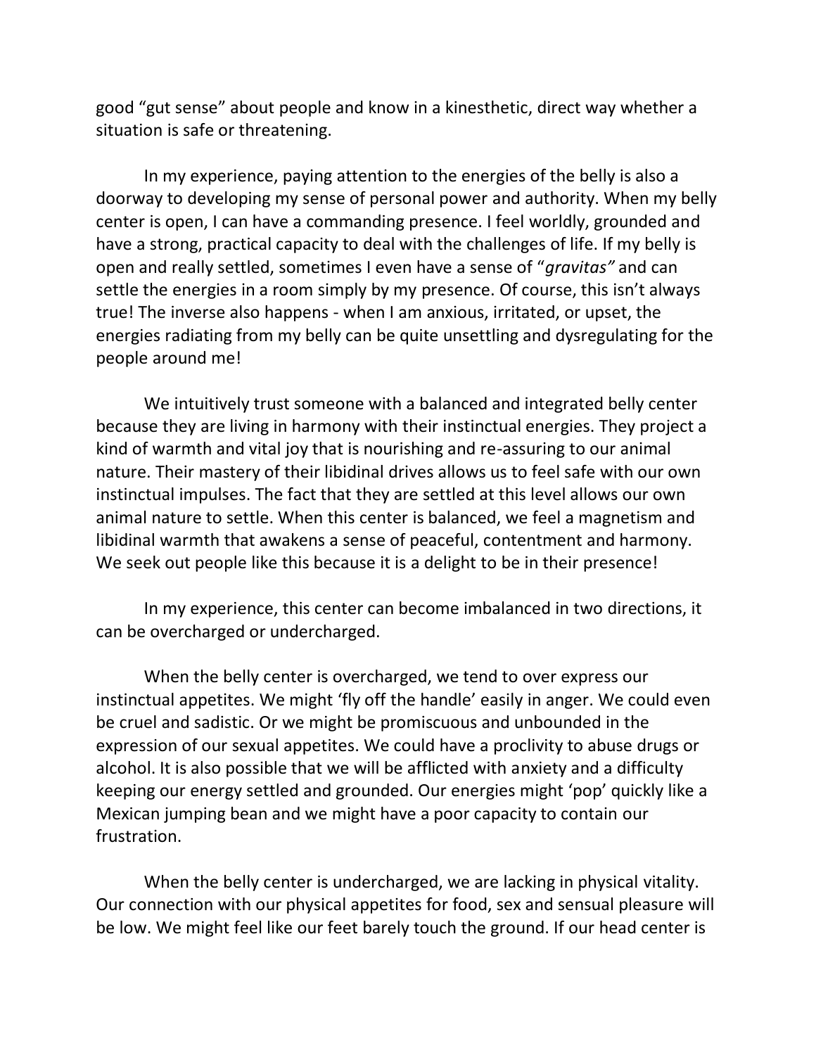good “gut sense” about people and know in a kinesthetic, direct way whether a situation is safe or threatening.

In my experience, paying attention to the energies of the belly is also a doorway to developing my sense of personal power and authority. When my belly center is open, I can have a commanding presence. I feel worldly, grounded and have a strong, practical capacity to deal with the challenges of life. If my belly is open and really settled, sometimes I even have a sense of “*gravitas”* and can settle the energies in a room simply by my presence. Of course, this isn’t always true! The inverse also happens - when I am anxious, irritated, or upset, the energies radiating from my belly can be quite unsettling and dysregulating for the people around me!

We intuitively trust someone with a balanced and integrated belly center because they are living in harmony with their instinctual energies. They project a kind of warmth and vital joy that is nourishing and re-assuring to our animal nature. Their mastery of their libidinal drives allows us to feel safe with our own instinctual impulses. The fact that they are settled at this level allows our own animal nature to settle. When this center is balanced, we feel a magnetism and libidinal warmth that awakens a sense of peaceful, contentment and harmony. We seek out people like this because it is a delight to be in their presence!

In my experience, this center can become imbalanced in two directions, it can be overcharged or undercharged.

When the belly center is overcharged, we tend to over express our instinctual appetites. We might ‘fly off the handle’ easily in anger. We could even be cruel and sadistic. Or we might be promiscuous and unbounded in the expression of our sexual appetites. We could have a proclivity to abuse drugs or alcohol. It is also possible that we will be afflicted with anxiety and a difficulty keeping our energy settled and grounded. Our energies might ‘pop’ quickly like a Mexican jumping bean and we might have a poor capacity to contain our frustration.

When the belly center is undercharged, we are lacking in physical vitality. Our connection with our physical appetites for food, sex and sensual pleasure will be low. We might feel like our feet barely touch the ground. If our head center is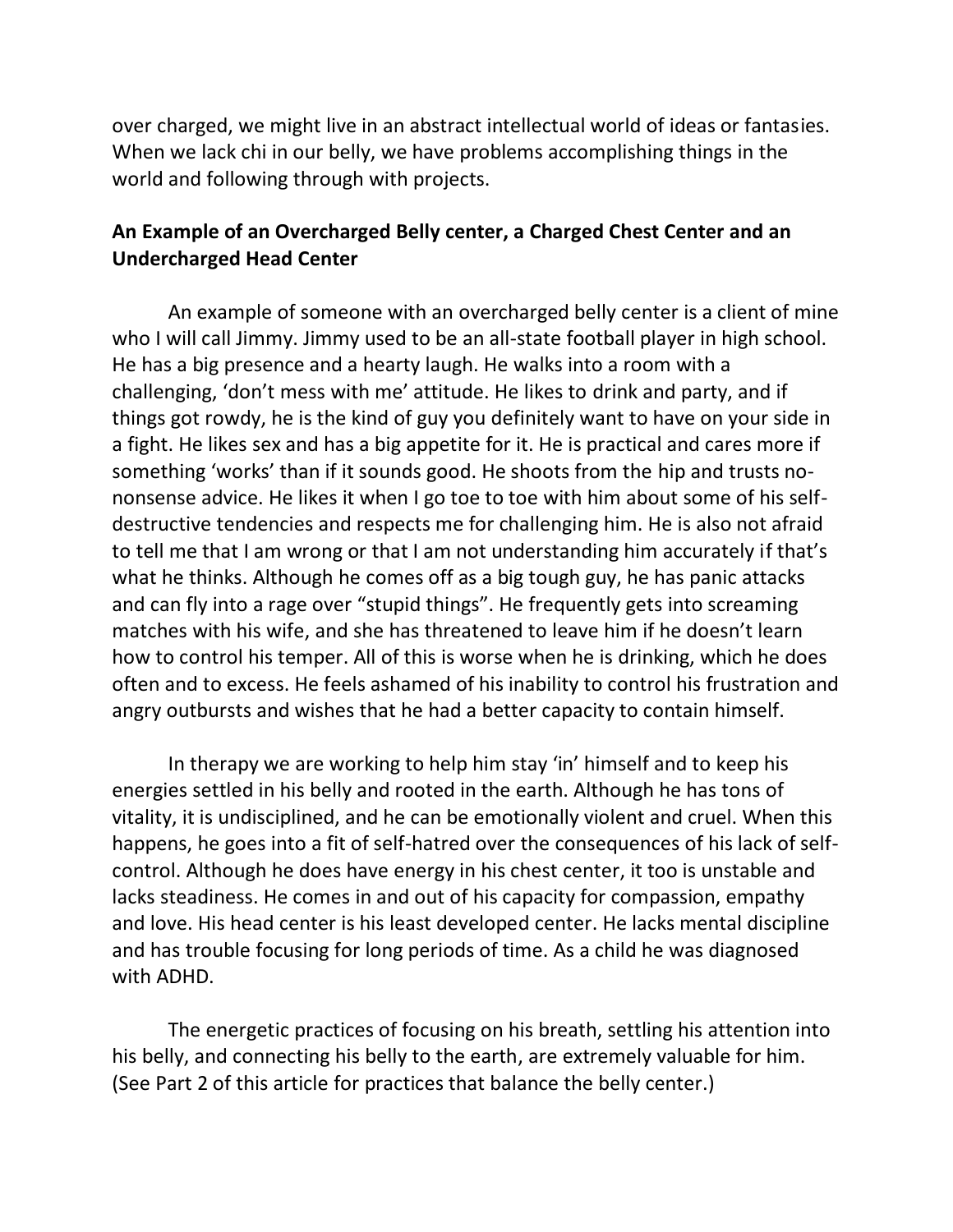over charged, we might live in an abstract intellectual world of ideas or fantasies. When we lack chi in our belly, we have problems accomplishing things in the world and following through with projects.

### An Example of an Overcharged Belly center, a Charged Chest Center and an Undercharged Head Center

An example of someone with an overcharged belly center is a client of mine who I will call Jimmy. Jimmy used to be an all-state football player in high school. He has a big presence and a hearty laugh. He walks into a room with a challenging, 'don't mess with me' attitude. He likes to drink and party, and if things got rowdy, he is the kind of guy you definitely want to have on your side in a fight. He likes sex and has a big appetite for it. He is practical and cares more if something 'works' than if it sounds good. He shoots from the hip and trusts no-nonsense advice. He likes it when I go toe to toe with him about some of his self-destructive tendencies and respects me for challenging him. He is also not afraid to tell me that I am wrong or that I am not understanding him accurately if that's what he thinks. Although he comes off as a big tough guy, he has panic attacks and can fly into a rage over "stupid things". He frequently gets into screaming matches with his wife, and she has threatened to leave him if he doesn't learn how to control his temper. All of this is worse when he is drinking, which he does often and to excess. He feels ashamed of his inability to control his frustration and angry outbursts and wishes that he had a better capacity to contain himself.

In therapy we are working to help him stay 'in' himself and to keep his energies settled in his belly and rooted in the earth. Although he has tons of vitality, it is undisciplined, and he can be emotionally violent and cruel. When this happens, he goes into a fit of self-hatred over the consequences of his lack of self-control. Although he does have energy in his chest center, it too is unstable and lacks steadiness. He comes in and out of his capacity for compassion, empathy and love. His head center is his least developed center. He lacks mental discipline and has trouble focusing for long periods of time. As a child he was diagnosed with ADHD.

The energetic practices of focusing on his breath, settling his attention into his belly, and connecting his belly to the earth, are extremely valuable for him. (See Part 2 of this article for practices that balance the belly center.)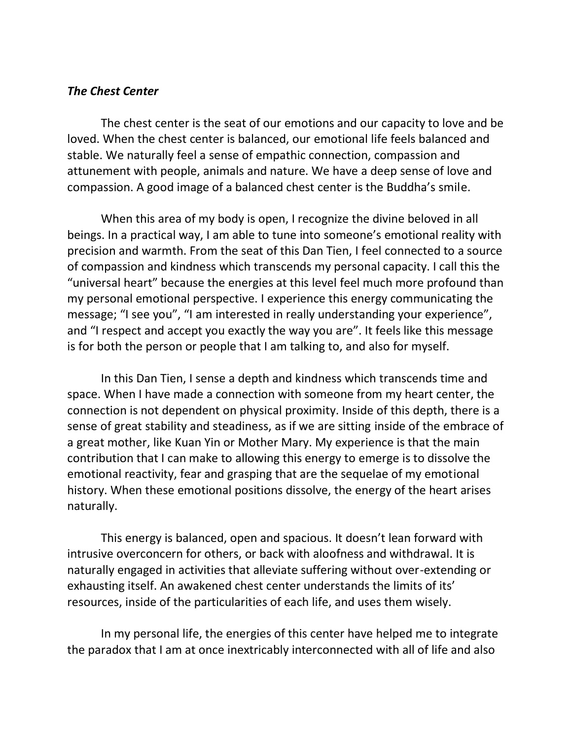***The Chest Center***

The chest center is the seat of our emotions and our capacity to love and be loved. When the chest center is balanced, our emotional life feels balanced and stable. We naturally feel a sense of empathic connection, compassion and attunement with people, animals and nature. We have a deep sense of love and compassion. A good image of a balanced chest center is the Buddha's smile.

When this area of my body is open, I recognize the divine beloved in all beings. In a practical way, I am able to tune into someone's emotional reality with precision and warmth. From the seat of this Dan Tien, I feel connected to a source of compassion and kindness which transcends my personal capacity. I call this the "universal heart" because the energies at this level feel much more profound than my personal emotional perspective. I experience this energy communicating the message; "I see you", "I am interested in really understanding your experience", and "I respect and accept you exactly the way you are". It feels like this message is for both the person or people that I am talking to, and also for myself.

In this Dan Tien, I sense a depth and kindness which transcends time and space. When I have made a connection with someone from my heart center, the connection is not dependent on physical proximity. Inside of this depth, there is a sense of great stability and steadiness, as if we are sitting inside of the embrace of a great mother, like Kuan Yin or Mother Mary. My experience is that the main contribution that I can make to allowing this energy to emerge is to dissolve the emotional reactivity, fear and grasping that are the sequelae of my emotional history. When these emotional positions dissolve, the energy of the heart arises naturally.

This energy is balanced, open and spacious. It doesn't lean forward with intrusive overconcern for others, or back with aloofness and withdrawal. It is naturally engaged in activities that alleviate suffering without over-extending or exhausting itself. An awakened chest center understands the limits of its' resources, inside of the particularities of each life, and uses them wisely.

In my personal life, the energies of this center have helped me to integrate the paradox that I am at once inextricably interconnected with all of life and also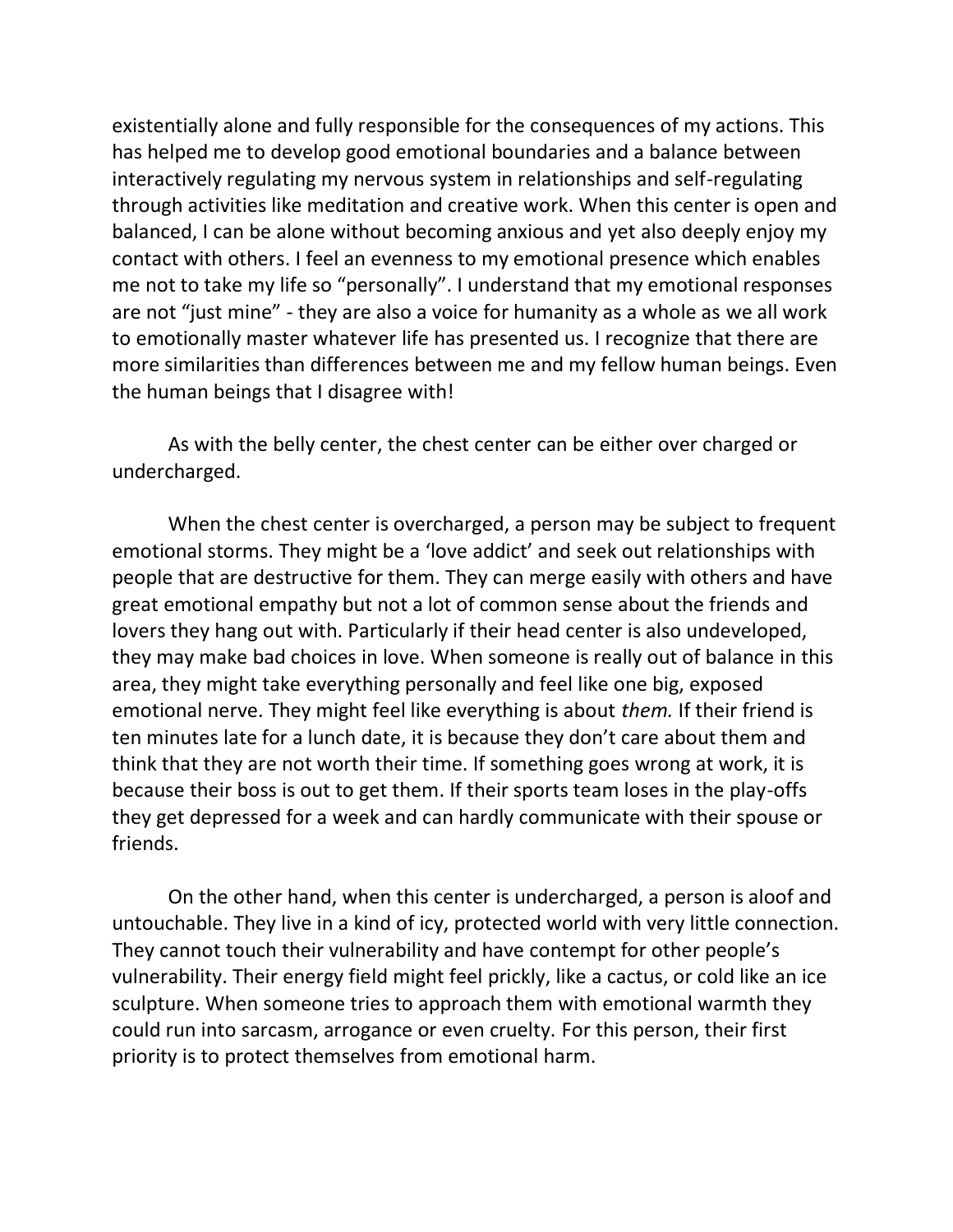existentially alone and fully responsible for the consequences of my actions. This has helped me to develop good emotional boundaries and a balance between interactively regulating my nervous system in relationships and self-regulating through activities like meditation and creative work. When this center is open and balanced, I can be alone without becoming anxious and yet also deeply enjoy my contact with others. I feel an evenness to my emotional presence which enables me not to take my life so "personally". I understand that my emotional responses are not "just mine" - they are also a voice for humanity as a whole as we all work to emotionally master whatever life has presented us. I recognize that there are more similarities than differences between me and my fellow human beings. Even the human beings that I disagree with!

As with the belly center, the chest center can be either over charged or undercharged.

When the chest center is overcharged, a person may be subject to frequent emotional storms. They might be a 'love addict' and seek out relationships with people that are destructive for them. They can merge easily with others and have great emotional empathy but not a lot of common sense about the friends and lovers they hang out with. Particularly if their head center is also undeveloped, they may make bad choices in love. When someone is really out of balance in this area, they might take everything personally and feel like one big, exposed emotional nerve. They might feel like everything is about *them.* If their friend is ten minutes late for a lunch date, it is because they don't care about them and think that they are not worth their time. If something goes wrong at work, it is because their boss is out to get them. If their sports team loses in the play-offs they get depressed for a week and can hardly communicate with their spouse or friends.

On the other hand, when this center is undercharged, a person is aloof and untouchable. They live in a kind of icy, protected world with very little connection. They cannot touch their vulnerability and have contempt for other people's vulnerability. Their energy field might feel prickly, like a cactus, or cold like an ice sculpture. When someone tries to approach them with emotional warmth they could run into sarcasm, arrogance or even cruelty. For this person, their first priority is to protect themselves from emotional harm.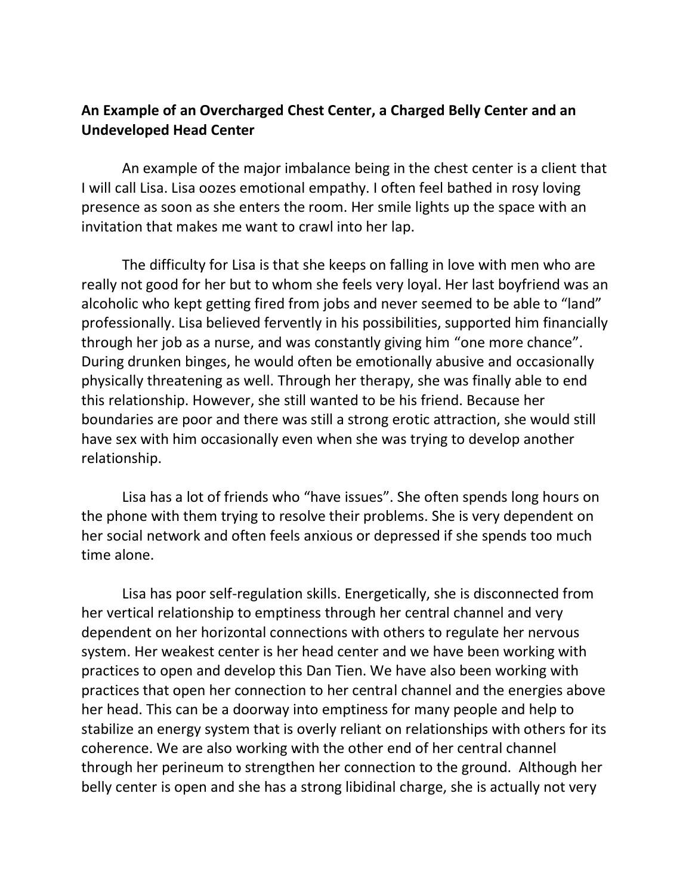**An Example of an Overcharged Chest Center, a Charged Belly Center and an Undeveloped Head Center**

An example of the major imbalance being in the chest center is a client that I will call Lisa. Lisa oozes emotional empathy. I often feel bathed in rosy loving presence as soon as she enters the room. Her smile lights up the space with an invitation that makes me want to crawl into her lap.

The difficulty for Lisa is that she keeps on falling in love with men who are really not good for her but to whom she feels very loyal. Her last boyfriend was an alcoholic who kept getting fired from jobs and never seemed to be able to "land" professionally. Lisa believed fervently in his possibilities, supported him financially through her job as a nurse, and was constantly giving him "one more chance". During drunken binges, he would often be emotionally abusive and occasionally physically threatening as well. Through her therapy, she was finally able to end this relationship. However, she still wanted to be his friend. Because her boundaries are poor and there was still a strong erotic attraction, she would still have sex with him occasionally even when she was trying to develop another relationship.

Lisa has a lot of friends who "have issues". She often spends long hours on the phone with them trying to resolve their problems. She is very dependent on her social network and often feels anxious or depressed if she spends too much time alone.

Lisa has poor self-regulation skills. Energetically, she is disconnected from her vertical relationship to emptiness through her central channel and very dependent on her horizontal connections with others to regulate her nervous system. Her weakest center is her head center and we have been working with practices to open and develop this Dan Tien. We have also been working with practices that open her connection to her central channel and the energies above her head. This can be a doorway into emptiness for many people and help to stabilize an energy system that is overly reliant on relationships with others for its coherence. We are also working with the other end of her central channel through her perineum to strengthen her connection to the ground. Although her belly center is open and she has a strong libidinal charge, she is actually not very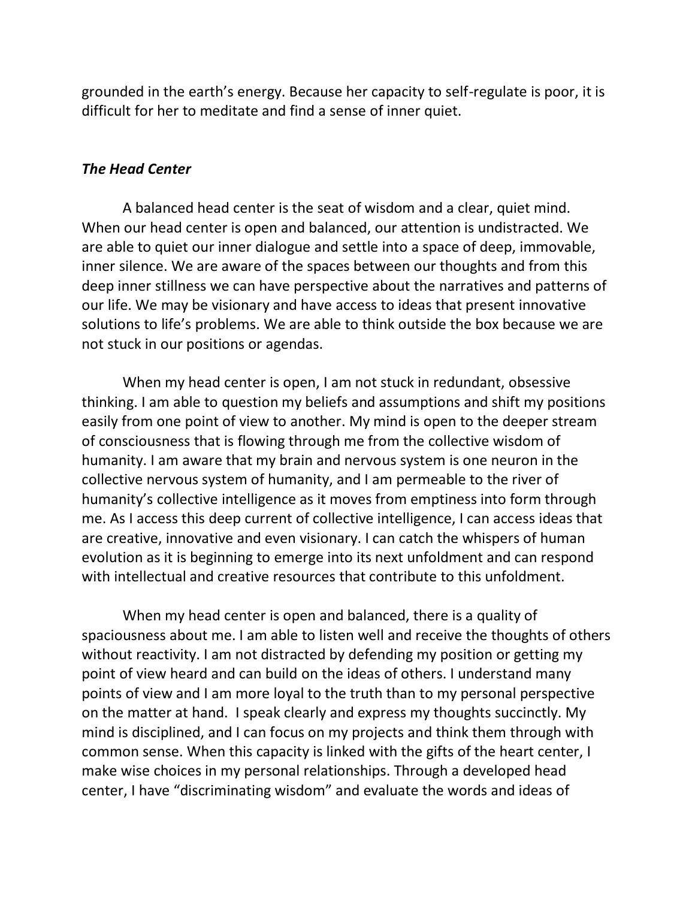grounded in the earth's energy. Because her capacity to self-regulate is poor, it is difficult for her to meditate and find a sense of inner quiet.

### *The Head Center*

A balanced head center is the seat of wisdom and a clear, quiet mind. When our head center is open and balanced, our attention is undistracted. We are able to quiet our inner dialogue and settle into a space of deep, immovable, inner silence. We are aware of the spaces between our thoughts and from this deep inner stillness we can have perspective about the narratives and patterns of our life. We may be visionary and have access to ideas that present innovative solutions to life's problems. We are able to think outside the box because we are not stuck in our positions or agendas.

When my head center is open, I am not stuck in redundant, obsessive thinking. I am able to question my beliefs and assumptions and shift my positions easily from one point of view to another. My mind is open to the deeper stream of consciousness that is flowing through me from the collective wisdom of humanity. I am aware that my brain and nervous system is one neuron in the collective nervous system of humanity, and I am permeable to the river of humanity's collective intelligence as it moves from emptiness into form through me. As I access this deep current of collective intelligence, I can access ideas that are creative, innovative and even visionary. I can catch the whispers of human evolution as it is beginning to emerge into its next unfoldment and can respond with intellectual and creative resources that contribute to this unfoldment.

When my head center is open and balanced, there is a quality of spaciousness about me. I am able to listen well and receive the thoughts of others without reactivity. I am not distracted by defending my position or getting my point of view heard and can build on the ideas of others. I understand many points of view and I am more loyal to the truth than to my personal perspective on the matter at hand. I speak clearly and express my thoughts succinctly. My mind is disciplined, and I can focus on my projects and think them through with common sense. When this capacity is linked with the gifts of the heart center, I make wise choices in my personal relationships. Through a developed head center, I have "discriminating wisdom" and evaluate the words and ideas of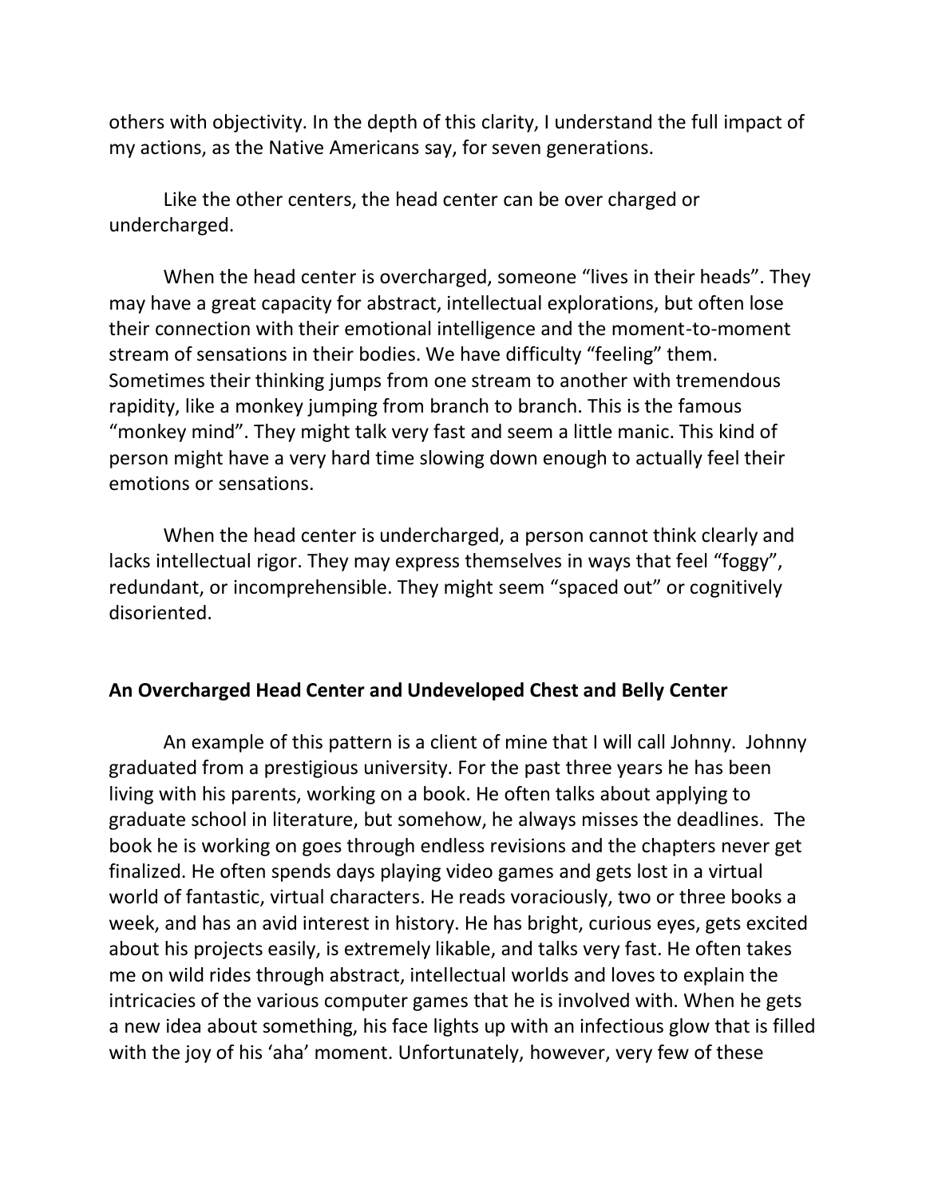others with objectivity. In the depth of this clarity, I understand the full impact of my actions, as the Native Americans say, for seven generations.

Like the other centers, the head center can be over charged or undercharged.

When the head center is overcharged, someone "lives in their heads". They may have a great capacity for abstract, intellectual explorations, but often lose their connection with their emotional intelligence and the moment-to-moment stream of sensations in their bodies. We have difficulty "feeling" them. Sometimes their thinking jumps from one stream to another with tremendous rapidity, like a monkey jumping from branch to branch. This is the famous "monkey mind". They might talk very fast and seem a little manic. This kind of person might have a very hard time slowing down enough to actually feel their emotions or sensations.

When the head center is undercharged, a person cannot think clearly and lacks intellectual rigor. They may express themselves in ways that feel "foggy", redundant, or incomprehensible. They might seem "spaced out" or cognitively disoriented.

### An Overcharged Head Center and Undeveloped Chest and Belly Center

An example of this pattern is a client of mine that I will call Johnny. Johnny graduated from a prestigious university. For the past three years he has been living with his parents, working on a book. He often talks about applying to graduate school in literature, but somehow, he always misses the deadlines. The book he is working on goes through endless revisions and the chapters never get finalized. He often spends days playing video games and gets lost in a virtual world of fantastic, virtual characters. He reads voraciously, two or three books a week, and has an avid interest in history. He has bright, curious eyes, gets excited about his projects easily, is extremely likable, and talks very fast. He often takes me on wild rides through abstract, intellectual worlds and loves to explain the intricacies of the various computer games that he is involved with. When he gets a new idea about something, his face lights up with an infectious glow that is filled with the joy of his 'aha' moment. Unfortunately, however, very few of these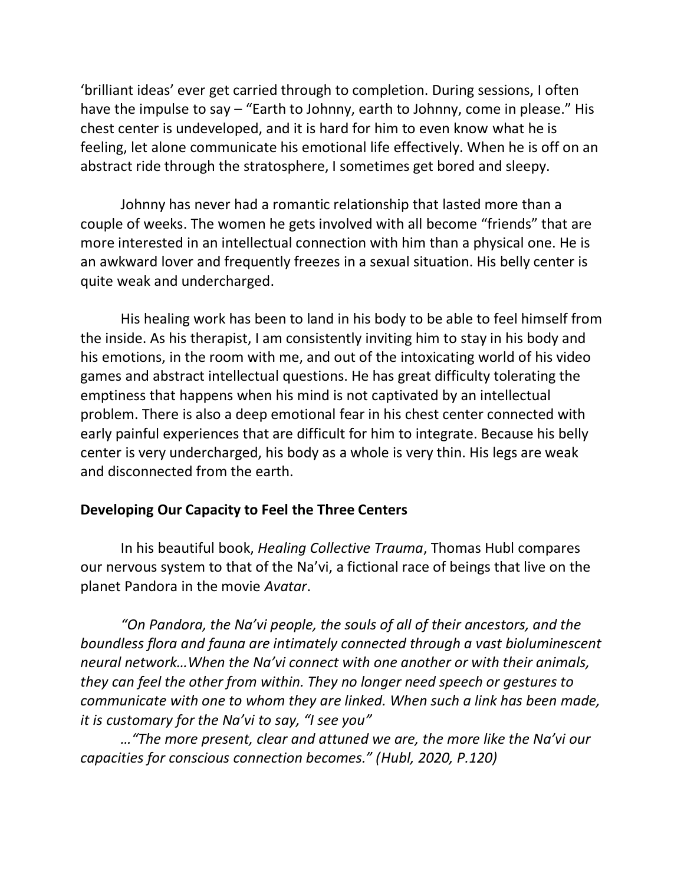'brilliant ideas' ever get carried through to completion. During sessions, I often have the impulse to say – "Earth to Johnny, earth to Johnny, come in please." His chest center is undeveloped, and it is hard for him to even know what he is feeling, let alone communicate his emotional life effectively. When he is off on an abstract ride through the stratosphere, I sometimes get bored and sleepy.

Johnny has never had a romantic relationship that lasted more than a couple of weeks. The women he gets involved with all become "friends" that are more interested in an intellectual connection with him than a physical one. He is an awkward lover and frequently freezes in a sexual situation. His belly center is quite weak and undercharged.

His healing work has been to land in his body to be able to feel himself from the inside. As his therapist, I am consistently inviting him to stay in his body and his emotions, in the room with me, and out of the intoxicating world of his video games and abstract intellectual questions. He has great difficulty tolerating the emptiness that happens when his mind is not captivated by an intellectual problem. There is also a deep emotional fear in his chest center connected with early painful experiences that are difficult for him to integrate. Because his belly center is very undercharged, his body as a whole is very thin. His legs are weak and disconnected from the earth.

### Developing Our Capacity to Feel the Three Centers

In his beautiful book, *Healing Collective Trauma*, Thomas Hubl compares our nervous system to that of the Na'vi, a fictional race of beings that live on the planet Pandora in the movie *Avatar*.

*"On Pandora, the Na'vi people, the souls of all of their ancestors, and the boundless flora and fauna are intimately connected through a vast bioluminescent neural network…When the Na'vi connect with one another or with their animals, they can feel the other from within. They no longer need speech or gestures to communicate with one to whom they are linked. When such a link has been made, it is customary for the Na'vi to say, "I see you"*

*…"The more present, clear and attuned we are, the more like the Na'vi our capacities for conscious connection becomes." (Hubl, 2020, P.120)*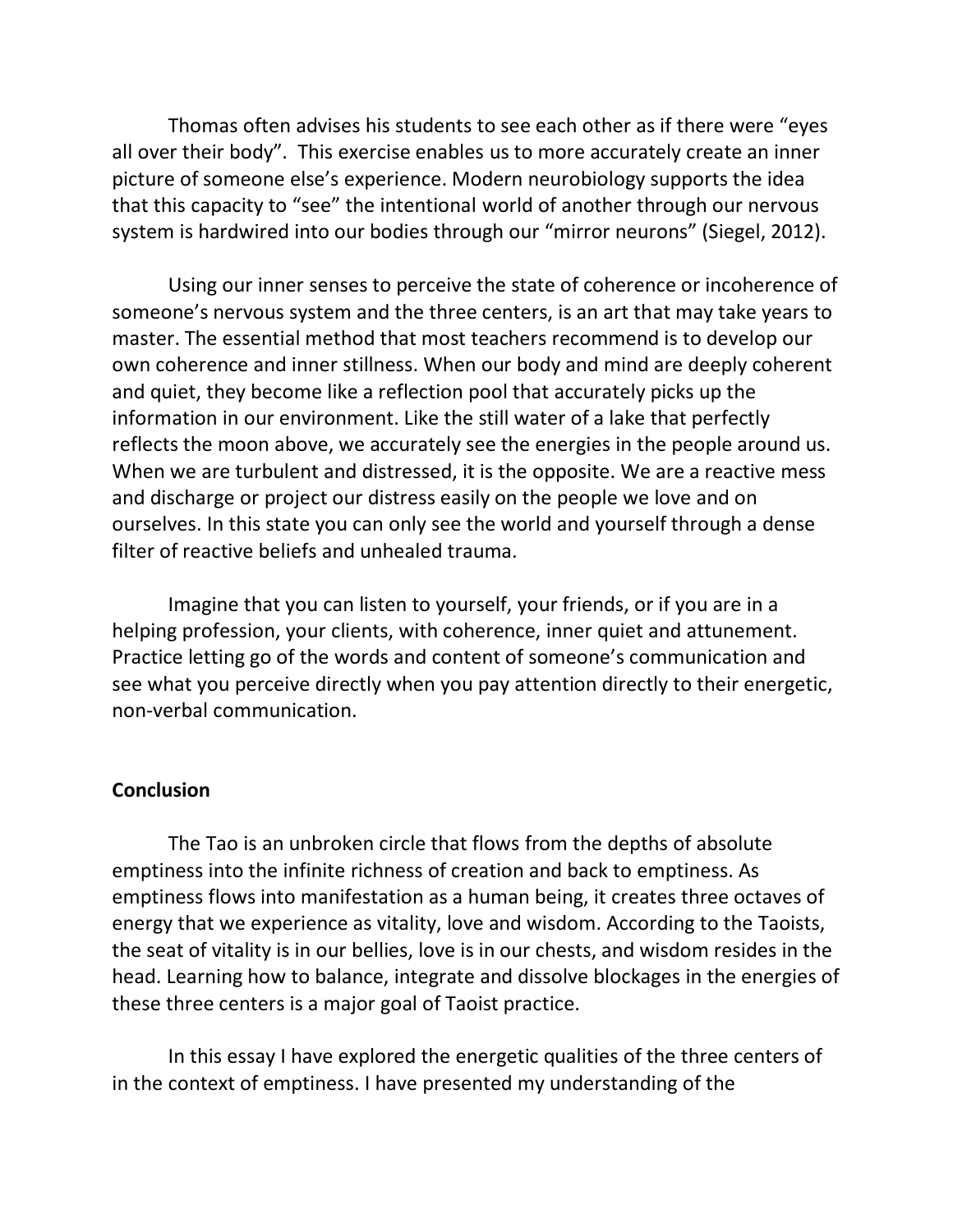Thomas often advises his students to see each other as if there were "eyes all over their body". This exercise enables us to more accurately create an inner picture of someone else's experience. Modern neurobiology supports the idea that this capacity to "see" the intentional world of another through our nervous system is hardwired into our bodies through our "mirror neurons" (Siegel, 2012).

Using our inner senses to perceive the state of coherence or incoherence of someone's nervous system and the three centers, is an art that may take years to master. The essential method that most teachers recommend is to develop our own coherence and inner stillness. When our body and mind are deeply coherent and quiet, they become like a reflection pool that accurately picks up the information in our environment. Like the still water of a lake that perfectly reflects the moon above, we accurately see the energies in the people around us. When we are turbulent and distressed, it is the opposite. We are a reactive mess and discharge or project our distress easily on the people we love and on ourselves. In this state you can only see the world and yourself through a dense filter of reactive beliefs and unhealed trauma.

Imagine that you can listen to yourself, your friends, or if you are in a helping profession, your clients, with coherence, inner quiet and attunement. Practice letting go of the words and content of someone's communication and see what you perceive directly when you pay attention directly to their energetic, non-verbal communication.

**Conclusion**

The Tao is an unbroken circle that flows from the depths of absolute emptiness into the infinite richness of creation and back to emptiness. As emptiness flows into manifestation as a human being, it creates three octaves of energy that we experience as vitality, love and wisdom. According to the Taoists, the seat of vitality is in our bellies, love is in our chests, and wisdom resides in the head. Learning how to balance, integrate and dissolve blockages in the energies of these three centers is a major goal of Taoist practice.

In this essay I have explored the energetic qualities of the three centers of in the context of emptiness. I have presented my understanding of the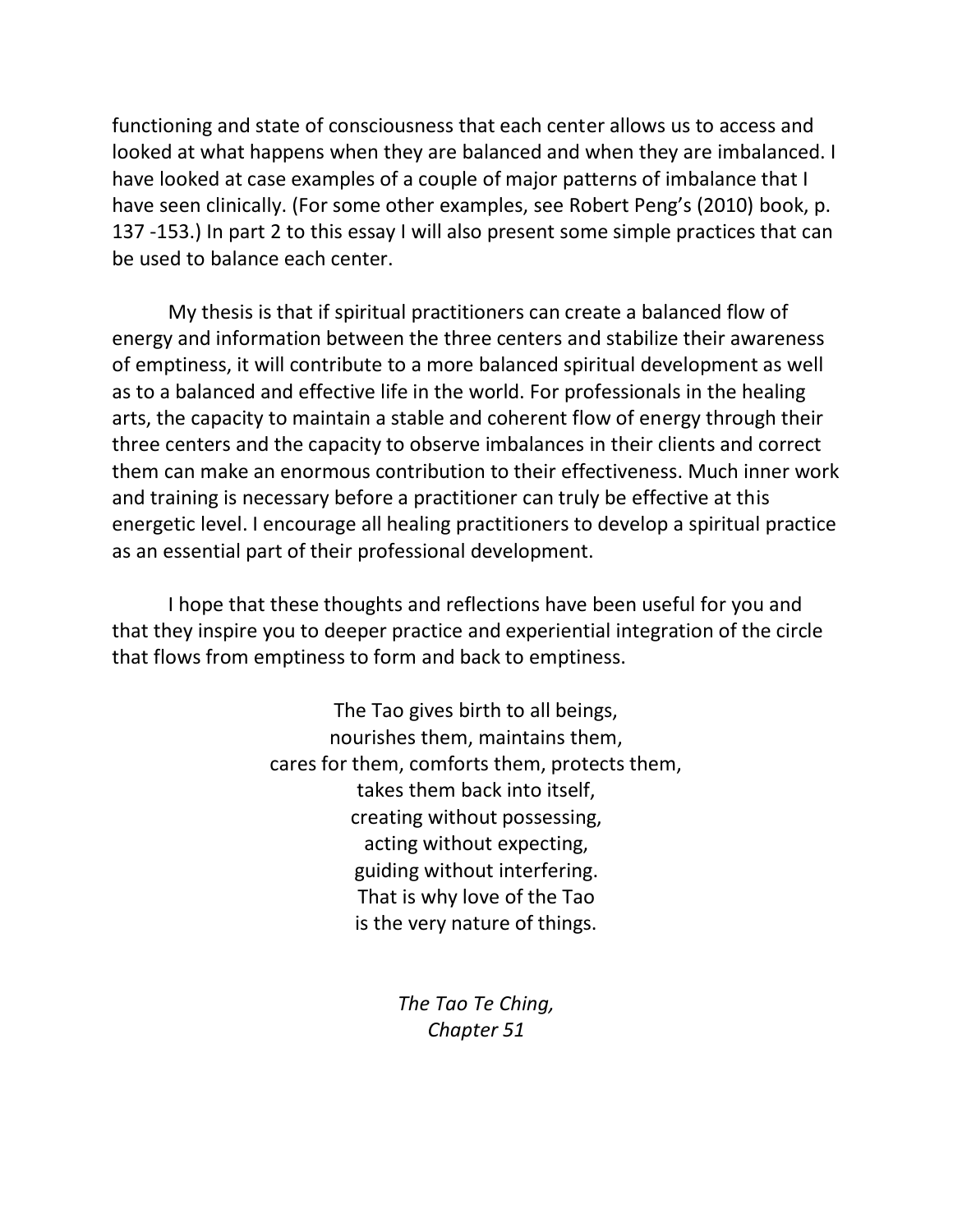functioning and state of consciousness that each center allows us to access and looked at what happens when they are balanced and when they are imbalanced. I have looked at case examples of a couple of major patterns of imbalance that I have seen clinically. (For some other examples, see Robert Peng's (2010) book, p. 137 -153.) In part 2 to this essay I will also present some simple practices that can be used to balance each center.

My thesis is that if spiritual practitioners can create a balanced flow of energy and information between the three centers and stabilize their awareness of emptiness, it will contribute to a more balanced spiritual development as well as to a balanced and effective life in the world. For professionals in the healing arts, the capacity to maintain a stable and coherent flow of energy through their three centers and the capacity to observe imbalances in their clients and correct them can make an enormous contribution to their effectiveness. Much inner work and training is necessary before a practitioner can truly be effective at this energetic level. I encourage all healing practitioners to develop a spiritual practice as an essential part of their professional development.

I hope that these thoughts and reflections have been useful for you and that they inspire you to deeper practice and experiential integration of the circle that flows from emptiness to form and back to emptiness.

The Tao gives birth to all beings,
nourishes them, maintains them,
cares for them, comforts them, protects them,
takes them back into itself,
creating without possessing,
acting without expecting,
guiding without interfering.
That is why love of the Tao
is the very nature of things.

*The Tao Te Ching,*
*Chapter 51*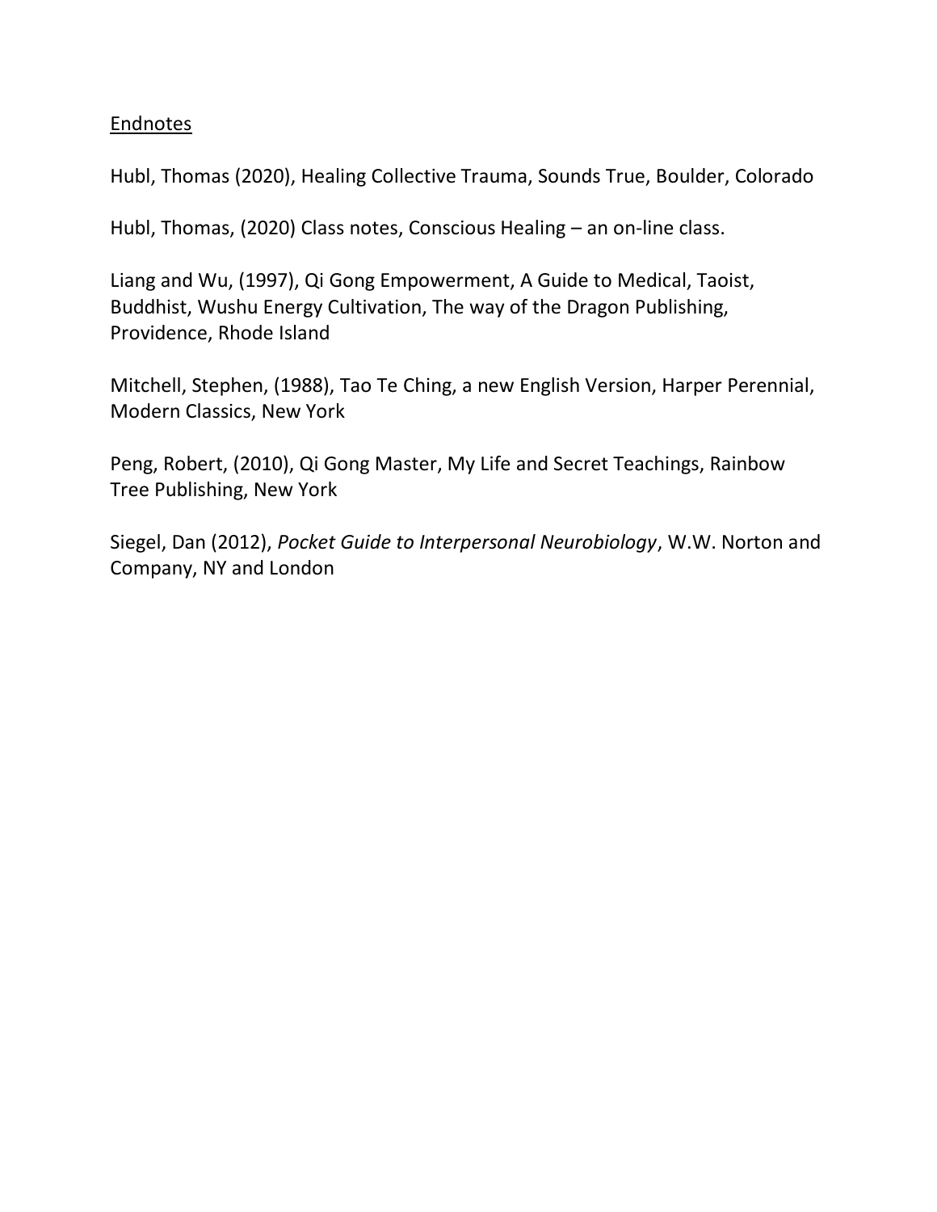## Endnotes

Hubl, Thomas (2020), Healing Collective Trauma, Sounds True, Boulder, Colorado

Hubl, Thomas, (2020) Class notes, Conscious Healing – an on-line class.

Liang and Wu, (1997), Qi Gong Empowerment, A Guide to Medical, Taoist, Buddhist, Wushu Energy Cultivation, The way of the Dragon Publishing, Providence, Rhode Island

Mitchell, Stephen, (1988), Tao Te Ching, a new English Version, Harper Perennial, Modern Classics, New York

Peng, Robert, (2010), Qi Gong Master, My Life and Secret Teachings, Rainbow Tree Publishing, New York

Siegel, Dan (2012), *Pocket Guide to Interpersonal Neurobiology*, W.W. Norton and Company, NY and London